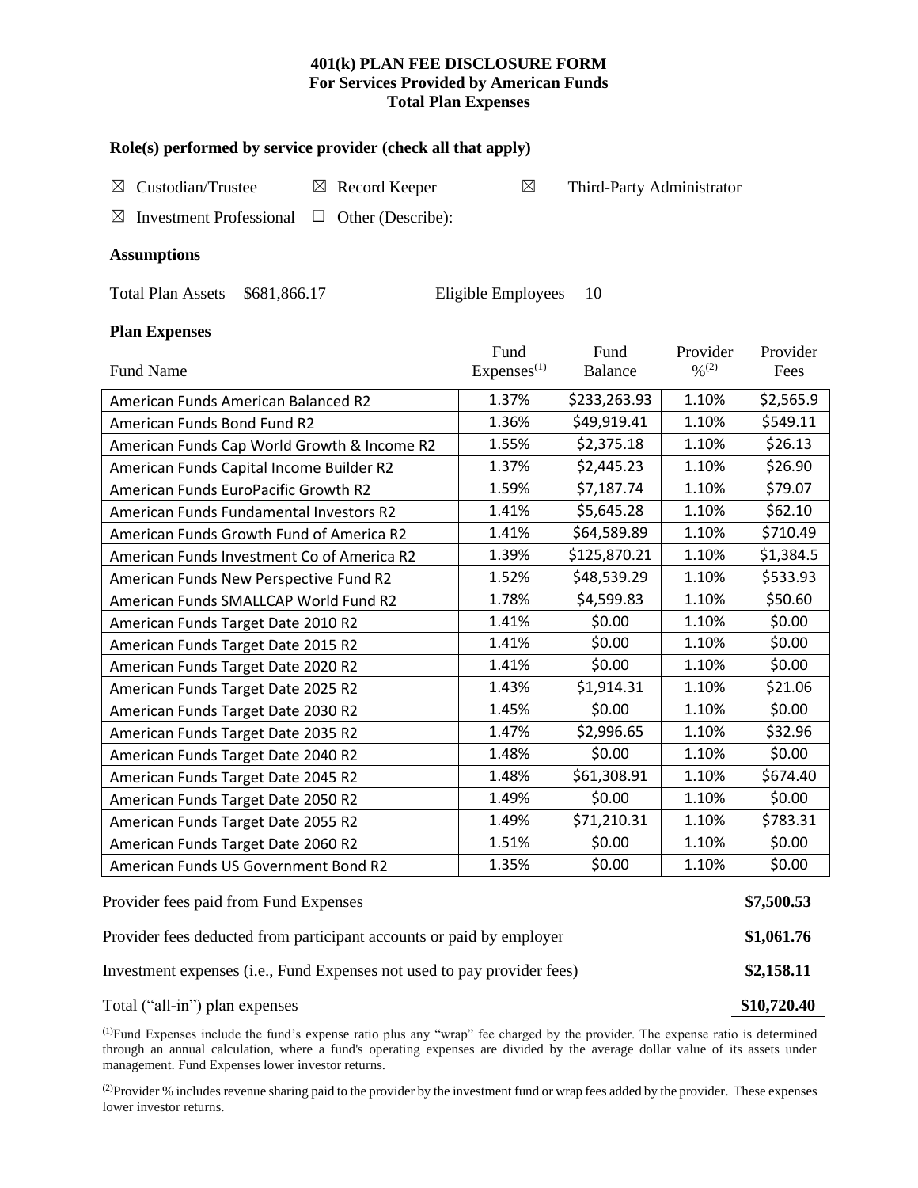# 401(k) PLAN FEE DISCLOSURE FORM
## For Services Provided by American Funds
## Total Plan Expenses

**Role(s) performed by service provider (check all that apply)**

☒ Custodian/Trustee ☒ Record Keeper ☒ Third-Party Administrator

☒ Investment Professional ☐ Other (Describe): ___

**Assumptions**

Total Plan Assets $681,866.17 Eligible Employees 10

**Plan Expenses**

| Fund Name | Fund Expenses[1] | Fund Balance | Provider %[2] | Provider Fees |
|---|---|---|---|---|
| American Funds American Balanced R2 | 1.37% | $233,263.93 | 1.10% | $2,565.9 |
| American Funds Bond Fund R2 | 1.36% | $49,919.41 | 1.10% | $549.11 |
| American Funds Cap World Growth & Income R2 | 1.55% | $2,375.18 | 1.10% | $26.13 |
| American Funds Capital Income Builder R2 | 1.37% | $2,445.23 | 1.10% | $26.90 |
| American Funds EuroPacific Growth R2 | 1.59% | $7,187.74 | 1.10% | $79.07 |
| American Funds Fundamental Investors R2 | 1.41% | $5,645.28 | 1.10% | $62.10 |
| American Funds Growth Fund of America R2 | 1.41% | $64,589.89 | 1.10% | $710.49 |
| American Funds Investment Co of America R2 | 1.39% | $125,870.21 | 1.10% | $1,384.5 |
| American Funds New Perspective Fund R2 | 1.52% | $48,539.29 | 1.10% | $533.93 |
| American Funds SMALLCAP World Fund R2 | 1.78% | $4,599.83 | 1.10% | $50.60 |
| American Funds Target Date 2010 R2 | 1.41% | $0.00 | 1.10% | $0.00 |
| American Funds Target Date 2015 R2 | 1.41% | $0.00 | 1.10% | $0.00 |
| American Funds Target Date 2020 R2 | 1.41% | $0.00 | 1.10% | $0.00 |
| American Funds Target Date 2025 R2 | 1.43% | $1,914.31 | 1.10% | $21.06 |
| American Funds Target Date 2030 R2 | 1.45% | $0.00 | 1.10% | $0.00 |
| American Funds Target Date 2035 R2 | 1.47% | $2,996.65 | 1.10% | $32.96 |
| American Funds Target Date 2040 R2 | 1.48% | $0.00 | 1.10% | $0.00 |
| American Funds Target Date 2045 R2 | 1.48% | $61,308.91 | 1.10% | $674.40 |
| American Funds Target Date 2050 R2 | 1.49% | $0.00 | 1.10% | $0.00 |
| American Funds Target Date 2055 R2 | 1.49% | $71,210.31 | 1.10% | $783.31 |
| American Funds Target Date 2060 R2 | 1.51% | $0.00 | 1.10% | $0.00 |
| American Funds US Government Bond R2 | 1.35% | $0.00 | 1.10% | $0.00 |

| | |
|---|---|
| Provider fees paid from Fund Expenses | **$7,500.53** |
| Provider fees deducted from participant accounts or paid by employer | **$1,061.76** |
| Investment expenses (i.e., Fund Expenses not used to pay provider fees) | **$2,158.11** |
| Total ("all-in") plan expenses | **$10,720.40** |

[1]Fund Expenses include the fund's expense ratio plus any "wrap" fee charged by the provider. The expense ratio is determined through an annual calculation, where a fund's operating expenses are divided by the average dollar value of its assets under management. Fund Expenses lower investor returns.

[2]Provider % includes revenue sharing paid to the provider by the investment fund or wrap fees added by the provider. These expenses lower investor returns.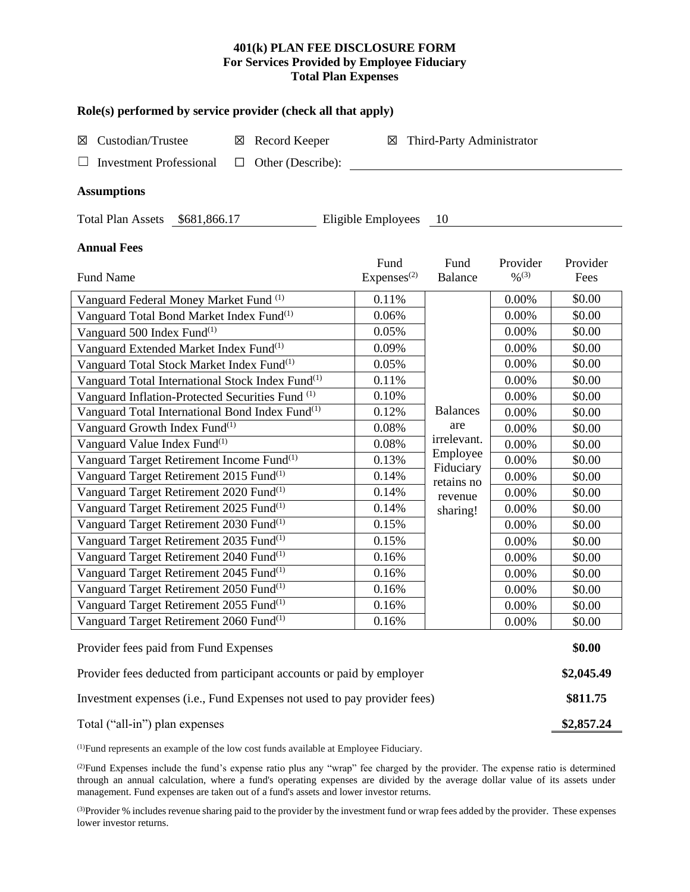**401(k) PLAN FEE DISCLOSURE FORM**
**For Services Provided by Employee Fiduciary**
**Total Plan Expenses**

**Role(s) performed by service provider (check all that apply)**

☒ Custodian/Trustee ☒ Record Keeper ☒ Third-Party Administrator

☐ Investment Professional ☐ Other (Describe): ______

**Assumptions**

Total Plan Assets $681,866.17 Eligible Employees 10

**Annual Fees**

| Fund Name | Fund Expenses[2] | Fund Balance | Provider %[3] | Provider Fees |
|---|---|---|---|---|
| Vanguard Federal Money Market Fund [1] | 0.11% | Balances are irrelevant. Employee Fiduciary retains no revenue sharing! | 0.00% | $0.00 |
| Vanguard Total Bond Market Index Fund[1] | 0.06% | | 0.00% | $0.00 |
| Vanguard 500 Index Fund[1] | 0.05% | | 0.00% | $0.00 |
| Vanguard Extended Market Index Fund[1] | 0.09% | | 0.00% | $0.00 |
| Vanguard Total Stock Market Index Fund[1] | 0.05% | | 0.00% | $0.00 |
| Vanguard Total International Stock Index Fund[1] | 0.11% | | 0.00% | $0.00 |
| Vanguard Inflation-Protected Securities Fund [1] | 0.10% | | 0.00% | $0.00 |
| Vanguard Total International Bond Index Fund[1] | 0.12% | | 0.00% | $0.00 |
| Vanguard Growth Index Fund[1] | 0.08% | | 0.00% | $0.00 |
| Vanguard Value Index Fund[1] | 0.08% | | 0.00% | $0.00 |
| Vanguard Target Retirement Income Fund[1] | 0.13% | | 0.00% | $0.00 |
| Vanguard Target Retirement 2015 Fund[1] | 0.14% | | 0.00% | $0.00 |
| Vanguard Target Retirement 2020 Fund[1] | 0.14% | | 0.00% | $0.00 |
| Vanguard Target Retirement 2025 Fund[1] | 0.14% | | 0.00% | $0.00 |
| Vanguard Target Retirement 2030 Fund[1] | 0.15% | | 0.00% | $0.00 |
| Vanguard Target Retirement 2035 Fund[1] | 0.15% | | 0.00% | $0.00 |
| Vanguard Target Retirement 2040 Fund[1] | 0.16% | | 0.00% | $0.00 |
| Vanguard Target Retirement 2045 Fund[1] | 0.16% | | 0.00% | $0.00 |
| Vanguard Target Retirement 2050 Fund[1] | 0.16% | | 0.00% | $0.00 |
| Vanguard Target Retirement 2055 Fund[1] | 0.16% | | 0.00% | $0.00 |
| Vanguard Target Retirement 2060 Fund[1] | 0.16% | | 0.00% | $0.00 |

| | |
|---|---|
| Provider fees paid from Fund Expenses | **$0.00** |
| Provider fees deducted from participant accounts or paid by employer | **$2,045.49** |
| Investment expenses (i.e., Fund Expenses not used to pay provider fees) | **$811.75** |
| Total ("all-in") plan expenses | **$2,857.24** |

[1]Fund represents an example of the low cost funds available at Employee Fiduciary.

[2]Fund Expenses include the fund's expense ratio plus any "wrap" fee charged by the provider. The expense ratio is determined through an annual calculation, where a fund's operating expenses are divided by the average dollar value of its assets under management. Fund expenses are taken out of a fund's assets and lower investor returns.

[3]Provider % includes revenue sharing paid to the provider by the investment fund or wrap fees added by the provider. These expenses lower investor returns.